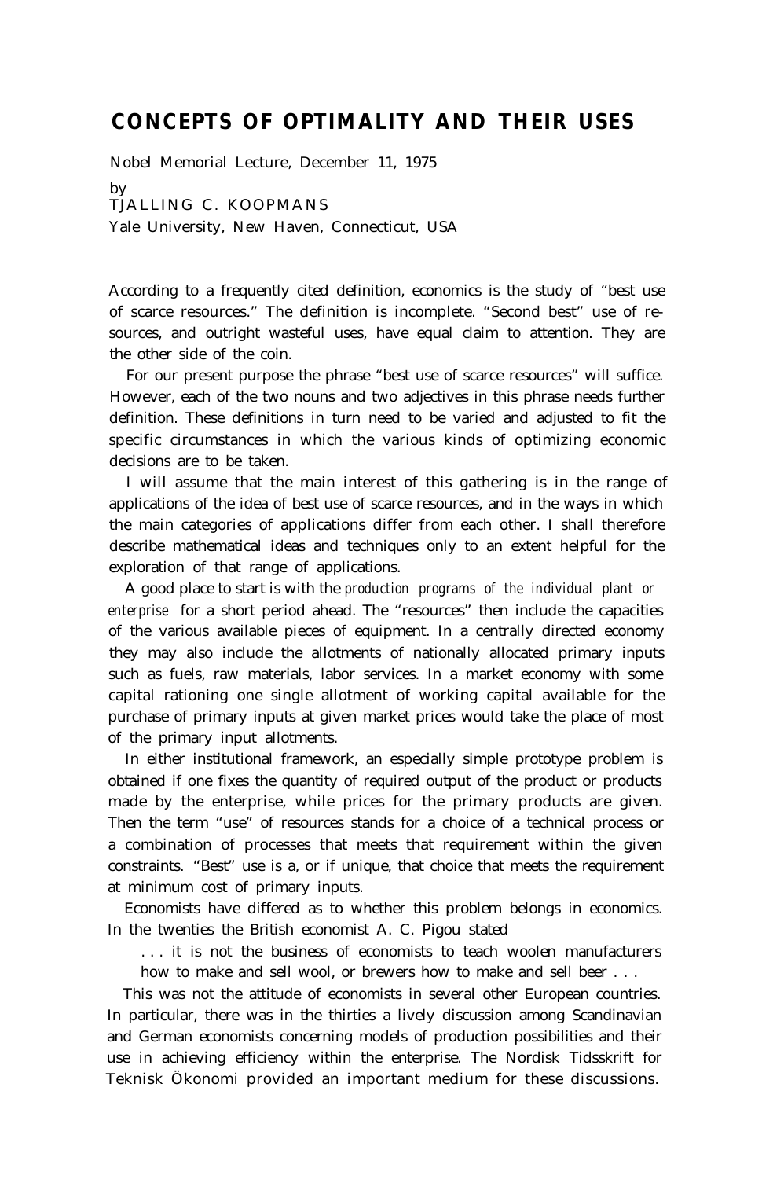# CONCEPTS OF OPTIMALITY AND THEIR USES

Nobel Memorial Lecture, December 11, 1975

by

TJALLING C. KOOPMANS

Yale University, New Haven, Connecticut, USA

According to a frequently cited definition, economics is the study of "best use of scarce resources." The definition is incomplete. "Second best" use of resources, and outright wasteful uses, have equal claim to attention. They are the other side of the coin.

For our present purpose the phrase "best use of scarce resources" will suffice. However, each of the two nouns and two adjectives in this phrase needs further definition. These definitions in turn need to be varied and adjusted to fit the specific circumstances in which the various kinds of optimizing economic decisions are to be taken.

I will assume that the main interest of this gathering is in the range of applications of the idea of best use of scarce resources, and in the ways in which the main categories of applications differ from each other. I shall therefore describe mathematical ideas and techniques only to an extent helpful for the exploration of that range of applications.

A good place to start is with the *production programs of the individual plant or enterprise* for a short period ahead. The "resources" then include the capacities of the various available pieces of equipment. In a centrally directed economy they may also include the allotments of nationally allocated primary inputs such as fuels, raw materials, labor services. In a market economy with some capital rationing one single allotment of working capital available for the purchase of primary inputs at given market prices would take the place of most of the primary input allotments.

In either institutional framework, an especially simple prototype problem is obtained if one fixes the quantity of required output of the product or products made by the enterprise, while prices for the primary products are given. Then the term "use" of resources stands for a choice of a technical process or a combination of processes that meets that requirement within the given constraints. "Best" use is a, or if unique, that choice that meets the requirement at minimum cost of primary inputs.

Economists have differed as to whether this problem belongs in economics. In the twenties the British economist A. C. Pigou stated

> . . . it is not the business of economists to teach woolen manufacturers how to make and sell wool, or brewers how to make and sell beer . . .

This was not the attitude of economists in several other European countries. In particular, there was in the thirties a lively discussion among Scandinavian and German economists concerning models of production possibilities and their use in achieving efficiency within the enterprise. The Nordisk Tidsskrift for Teknisk Ökonomi provided an important medium for these discussions.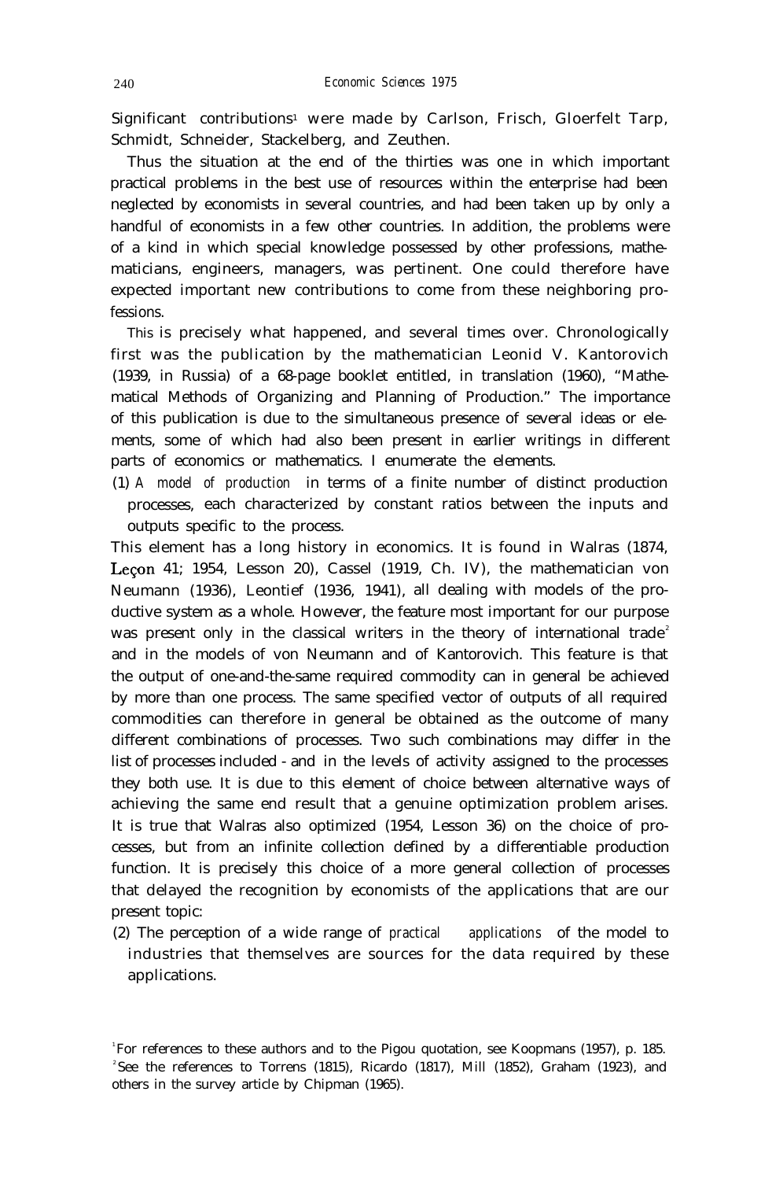Significant contributions[1] were made by Carlson, Frisch, Gloerfelt Tarp, Schmidt, Schneider, Stackelberg, and Zeuthen.

Thus the situation at the end of the thirties was one in which important practical problems in the best use of resources within the enterprise had been neglected by economists in several countries, and had been taken up by only a handful of economists in a few other countries. In addition, the problems were of a kind in which special knowledge possessed by other professions, mathematicians, engineers, managers, was pertinent. One could therefore have expected important new contributions to come from these neighboring professions.

This is precisely what happened, and several times over. Chronologically first was the publication by the mathematician Leonid V. Kantorovich (1939, in Russia) of a 68-page booklet entitled, in translation (1960), "Mathematical Methods of Organizing and Planning of Production." The importance of this publication is due to the simultaneous presence of several ideas or elements, some of which had also been present in earlier writings in different parts of economics or mathematics. I enumerate the elements.

(1) *A model of production* in terms of a finite number of distinct production processes, each characterized by constant ratios between the inputs and outputs specific to the process.

This element has a long history in economics. It is found in Walras (1874, Leçon 41; 1954, Lesson 20), Cassel (1919, Ch. IV), the mathematician von Neumann (1936), Leontief (1936, 1941), all dealing with models of the productive system as a whole. However, the feature most important for our purpose was present only in the classical writers in the theory of international trade[2] and in the models of von Neumann and of Kantorovich. This feature is that the output of one-and-the-same required commodity can in general be achieved by more than one process. The same specified vector of outputs of all required commodities can therefore in general be obtained as the outcome of many different combinations of processes. Two such combinations may differ in the list of processes included - and in the levels of activity assigned to the processes they both use. It is due to this element of choice between alternative ways of achieving the same end result that a genuine optimization problem arises. It is true that Walras also optimized (1954, Lesson 36) on the choice of processes, but from an infinite collection defined by a differentiable production function. It is precisely this choice of a more general collection of processes that delayed the recognition by economists of the applications that are our present topic:

(2) The perception of a wide range of *practical applications* of the model to industries that themselves are sources for the data required by these applications.

[1] For references to these authors and to the Pigou quotation, see Koopmans (1957), p. 185.
[2] See the references to Torrens (1815), Ricardo (1817), Mill (1852), Graham (1923), and others in the survey article by Chipman (1965).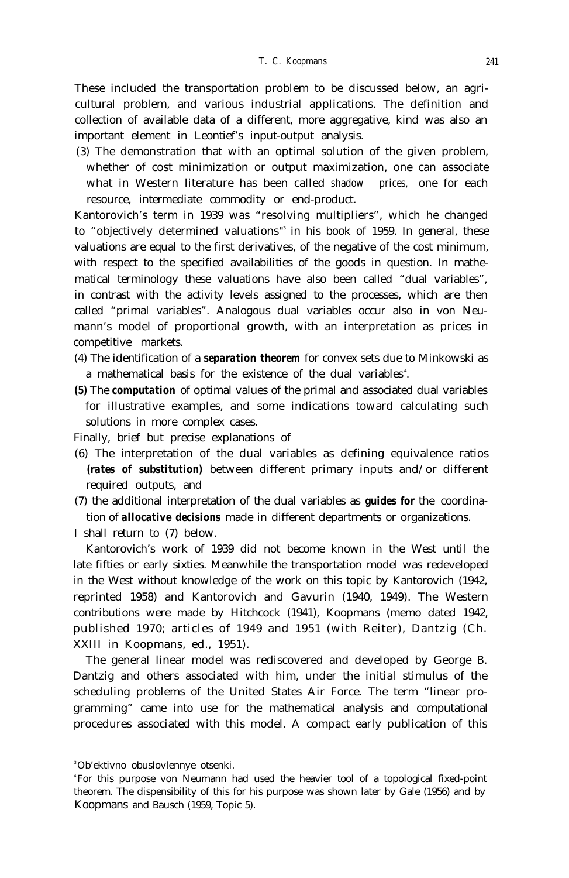These included the transportation problem to be discussed below, an agricultural problem, and various industrial applications. The definition and collection of available data of a different, more aggregative, kind was also an important element in Leontief's input-output analysis.

(3) The demonstration that with an optimal solution of the given problem, whether of cost minimization or output maximization, one can associate what in Western literature has been called *shadow prices,* one for each resource, intermediate commodity or end-product.

Kantorovich's term in 1939 was "resolving multipliers", which he changed to "objectively determined valuations"[3] in his book of 1959. In general, these valuations are equal to the first derivatives, of the negative of the cost minimum, with respect to the specified availabilities of the goods in question. In mathematical terminology these valuations have also been called "dual variables", in contrast with the activity levels assigned to the processes, which are then called "primal variables". Analogous dual variables occur also in von Neumann's model of proportional growth, with an interpretation as prices in competitive markets.

(4) The identification of a ***separation theorem*** for convex sets due to Minkowski as a mathematical basis for the existence of the dual variables[4].

**(5)** The ***computation*** of optimal values of the primal and associated dual variables for illustrative examples, and some indications toward calculating such solutions in more complex cases.

Finally, brief but precise explanations of

(6) The interpretation of the dual variables as defining equivalence ratios ***(rates of substitution)*** between different primary inputs and/or different required outputs, and

(7) the additional interpretation of the dual variables as ***guides for*** the coordination of ***allocative decisions*** made in different departments or organizations.

I shall return to (7) below.

Kantorovich's work of 1939 did not become known in the West until the late fifties or early sixties. Meanwhile the transportation model was redeveloped in the West without knowledge of the work on this topic by Kantorovich (1942, reprinted 1958) and Kantorovich and Gavurin (1940, 1949). The Western contributions were made by Hitchcock (1941), Koopmans (memo dated 1942, published 1970; articles of 1949 and 1951 (with Reiter), Dantzig (Ch. XXIII in Koopmans, ed., 1951).

The general linear model was rediscovered and developed by George B. Dantzig and others associated with him, under the initial stimulus of the scheduling problems of the United States Air Force. The term "linear programming" came into use for the mathematical analysis and computational procedures associated with this model. A compact early publication of this

[3] Ob'ektivno obuslovlennye otsenki.

[4] For this purpose von Neumann had used the heavier tool of a topological fixed-point theorem. The dispensibility of this for his purpose was shown later by Gale (1956) and by Koopmans and Bausch (1959, Topic 5).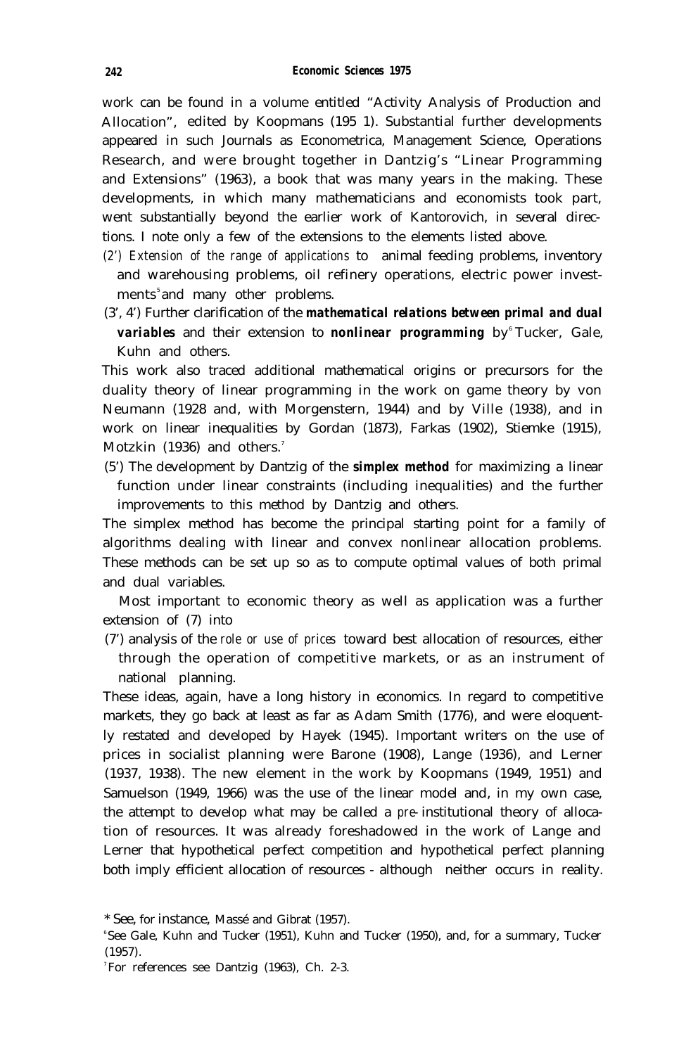work can be found in a volume entitled "Activity Analysis of Production and Allocation", edited by Koopmans (195 1). Substantial further developments appeared in such Journals as Econometrica, Management Science, Operations Research, and were brought together in Dantzig's "Linear Programming and Extensions" (1963), a book that was many years in the making. These developments, in which many mathematicians and economists took part, went substantially beyond the earlier work of Kantorovich, in several directions. I note only a few of the extensions to the elements listed above.

(2') *Extension of the range of applications* to animal feeding problems, inventory and warehousing problems, oil refinery operations, electric power investments[5] and many other problems.

(3', 4') Further clarification of the ***mathematical relations between primal and dual variables*** and their extension to ***nonlinear programming*** by[6] Tucker, Gale, Kuhn and others.

This work also traced additional mathematical origins or precursors for the duality theory of linear programming in the work on game theory by von Neumann (1928 and, with Morgenstern, 1944) and by Ville (1938), and in work on linear inequalities by Gordan (1873), Farkas (1902), Stiemke (1915), Motzkin (1936) and others.[7]

(5') The development by Dantzig of the ***simplex method*** for maximizing a linear function under linear constraints (including inequalities) and the further improvements to this method by Dantzig and others.

The simplex method has become the principal starting point for a family of algorithms dealing with linear and convex nonlinear allocation problems. These methods can be set up so as to compute optimal values of both primal and dual variables.

Most important to economic theory as well as application was a further extension of (7) into

(7') analysis of the *role or use of prices* toward best allocation of resources, either through the operation of competitive markets, or as an instrument of national planning.

These ideas, again, have a long history in economics. In regard to competitive markets, they go back at least as far as Adam Smith (1776), and were eloquently restated and developed by Hayek (1945). Important writers on the use of prices in socialist planning were Barone (1908), Lange (1936), and Lerner (1937, 1938). The new element in the work by Koopmans (1949, 1951) and Samuelson (1949, 1966) was the use of the linear model and, in my own case, the attempt to develop what may be called a *pre*-institutional theory of allocation of resources. It was already foreshadowed in the work of Lange and Lerner that hypothetical perfect competition and hypothetical perfect planning both imply efficient allocation of resources - although neither occurs in reality.

[5] See, for instance, Massé and Gibrat (1957).

[6] See Gale, Kuhn and Tucker (1951), Kuhn and Tucker (1950), and, for a summary, Tucker (1957).

[7] For references see Dantzig (1963), Ch. 2-3.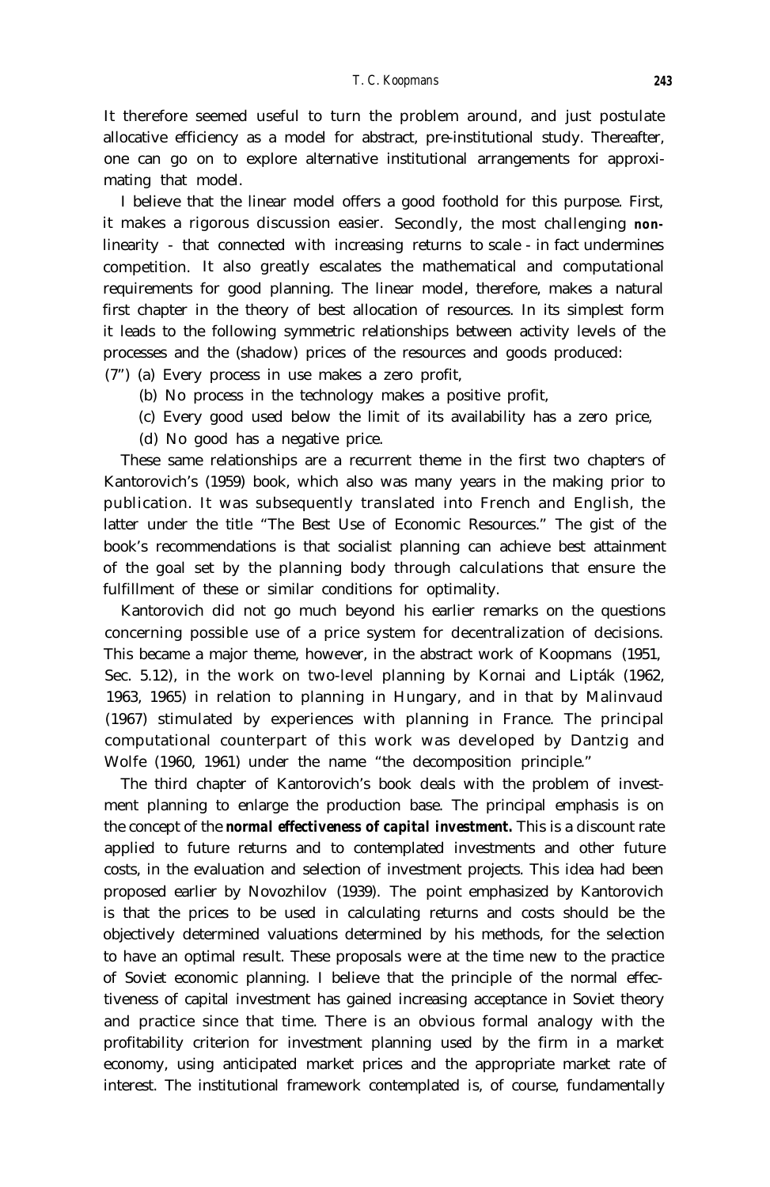It therefore seemed useful to turn the problem around, and just postulate allocative efficiency as a model for abstract, pre-institutional study. Thereafter, one can go on to explore alternative institutional arrangements for approximating that model.

I believe that the linear model offers a good foothold for this purpose. First, it makes a rigorous discussion easier. Secondly, the most challenging **non-**linearity - that connected with increasing returns to scale - in fact undermines competition. It also greatly escalates the mathematical and computational requirements for good planning. The linear model, therefore, makes a natural first chapter in the theory of best allocation of resources. In its simplest form it leads to the following symmetric relationships between activity levels of the processes and the (shadow) prices of the resources and goods produced:

(7") (a) Every process in use makes a zero profit,

(b) No process in the technology makes a positive profit,

(c) Every good used below the limit of its availability has a zero price,

(d) No good has a negative price.

These same relationships are a recurrent theme in the first two chapters of Kantorovich's (1959) book, which also was many years in the making prior to publication. It was subsequently translated into French and English, the latter under the title "The Best Use of Economic Resources." The gist of the book's recommendations is that socialist planning can achieve best attainment of the goal set by the planning body through calculations that ensure the fulfillment of these or similar conditions for optimality.

Kantorovich did not go much beyond his earlier remarks on the questions concerning possible use of a price system for decentralization of decisions. This became a major theme, however, in the abstract work of Koopmans (1951, Sec. 5.12), in the work on two-level planning by Kornai and Lipták (1962, 1963, 1965) in relation to planning in Hungary, and in that by Malinvaud (1967) stimulated by experiences with planning in France. The principal computational counterpart of this work was developed by Dantzig and Wolfe (1960, 1961) under the name "the decomposition principle."

The third chapter of Kantorovich's book deals with the problem of investment planning to enlarge the production base. The principal emphasis is on the concept of the ***normal effectiveness of capital investment.*** This is a discount rate applied to future returns and to contemplated investments and other future costs, in the evaluation and selection of investment projects. This idea had been proposed earlier by Novozhilov (1939). The point emphasized by Kantorovich is that the prices to be used in calculating returns and costs should be the objectively determined valuations determined by his methods, for the selection to have an optimal result. These proposals were at the time new to the practice of Soviet economic planning. I believe that the principle of the normal effectiveness of capital investment has gained increasing acceptance in Soviet theory and practice since that time. There is an obvious formal analogy with the profitability criterion for investment planning used by the firm in a market economy, using anticipated market prices and the appropriate market rate of interest. The institutional framework contemplated is, of course, fundamentally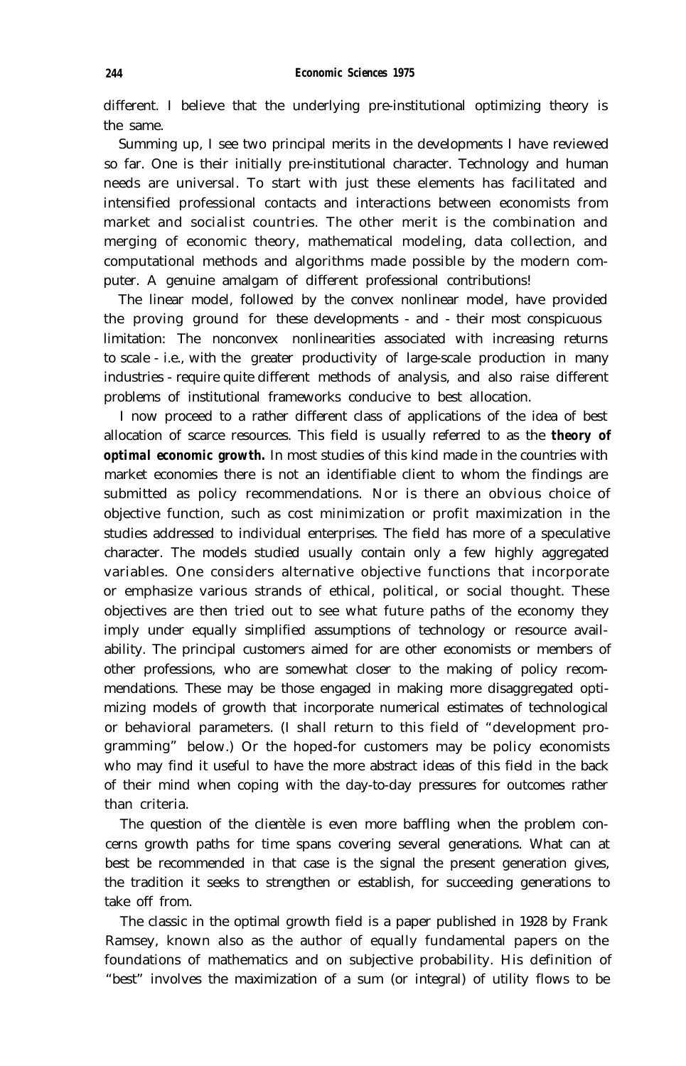different. I believe that the underlying pre-institutional optimizing theory is the same.

Summing up, I see two principal merits in the developments I have reviewed so far. One is their initially pre-institutional character. Technology and human needs are universal. To start with just these elements has facilitated and intensified professional contacts and interactions between economists from market and socialist countries. The other merit is the combination and merging of economic theory, mathematical modeling, data collection, and computational methods and algorithms made possible by the modern computer. A genuine amalgam of different professional contributions!

The linear model, followed by the convex nonlinear model, have provided the proving ground for these developments - and - their most conspicuous limitation: The nonconvex nonlinearities associated with increasing returns to scale - i.e., with the greater productivity of large-scale production in many industries - require quite different methods of analysis, and also raise different problems of institutional frameworks conducive to best allocation.

I now proceed to a rather different class of applications of the idea of best allocation of scarce resources. This field is usually referred to as the **theory of optimal economic growth.** In most studies of this kind made in the countries with market economies there is not an identifiable client to whom the findings are submitted as policy recommendations. Nor is there an obvious choice of objective function, such as cost minimization or profit maximization in the studies addressed to individual enterprises. The field has more of a speculative character. The models studied usually contain only a few highly aggregated variables. One considers alternative objective functions that incorporate or emphasize various strands of ethical, political, or social thought. These objectives are then tried out to see what future paths of the economy they imply under equally simplified assumptions of technology or resource availability. The principal customers aimed for are other economists or members of other professions, who are somewhat closer to the making of policy recommendations. These may be those engaged in making more disaggregated optimizing models of growth that incorporate numerical estimates of technological or behavioral parameters. (I shall return to this field of "development programming" below.) Or the hoped-for customers may be policy economists who may find it useful to have the more abstract ideas of this field in the back of their mind when coping with the day-to-day pressures for outcomes rather than criteria.

The question of the clientèle is even more baffling when the problem concerns growth paths for time spans covering several generations. What can at best be recommended in that case is the signal the present generation gives, the tradition it seeks to strengthen or establish, for succeeding generations to take off from.

The classic in the optimal growth field is a paper published in 1928 by Frank Ramsey, known also as the author of equally fundamental papers on the foundations of mathematics and on subjective probability. His definition of "best" involves the maximization of a sum (or integral) of utility flows to be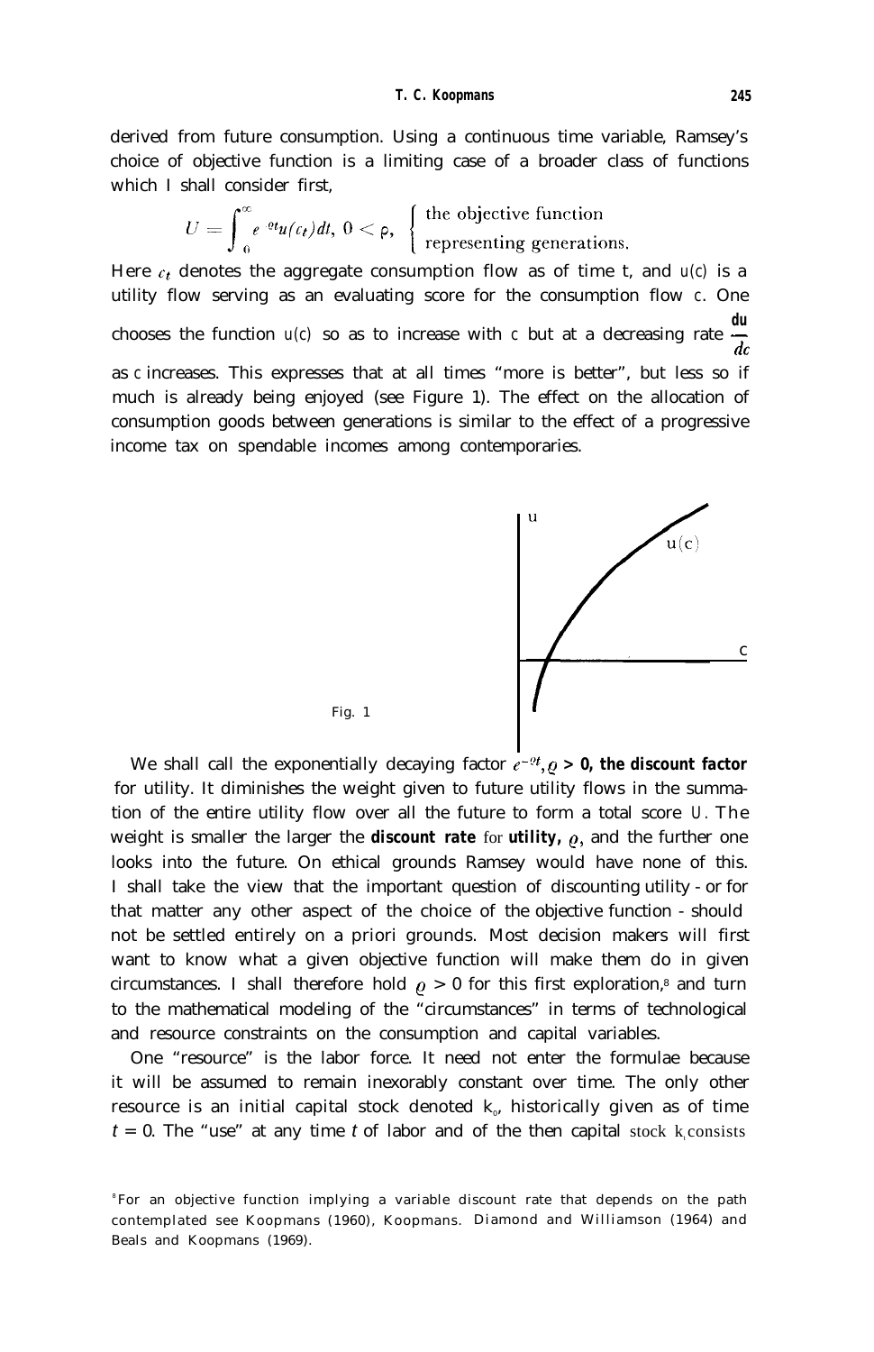derived from future consumption. Using a continuous time variable, Ramsey's choice of objective function is a limiting case of a broader class of functions which I shall consider first,

$$U = \int_0^\infty e^{-\varrho t} u(c_t)\,dt,\ 0 < \varrho,\ \begin{cases} \text{the objective function} \\ \text{representing generations.} \end{cases}$$

Here $c_t$ denotes the aggregate consumption flow as of time t, and $u(c)$ is a utility flow serving as an evaluating score for the consumption flow $c$. One chooses the function $u(c)$ so as to increase with $c$ but at a decreasing rate $\frac{du}{dc}$ as $c$ increases. This expresses that at all times "more is better", but less so if much is already being enjoyed (see Figure 1). The effect on the allocation of consumption goods between generations is similar to the effect of a progressive income tax on spendable incomes among contemporaries.

Fig. 1

We shall call the exponentially decaying factor $e^{-\varrho t}, \varrho > 0$, **the discount factor** for utility. It diminishes the weight given to future utility flows in the summation of the entire utility flow over all the future to form a total score $U$. The weight is smaller the larger the **discount rate for utility,** $\varrho$, and the further one looks into the future. On ethical grounds Ramsey would have none of this. I shall take the view that the important question of discounting utility - or for that matter any other aspect of the choice of the objective function - should not be settled entirely on a priori grounds. Most decision makers will first want to know what a given objective function will make them do in given circumstances. I shall therefore hold $\varrho > 0$ for this first exploration,[8] and turn to the mathematical modeling of the "circumstances" in terms of technological and resource constraints on the consumption and capital variables.

One "resource" is the labor force. It need not enter the formulae because it will be assumed to remain inexorably constant over time. The only other resource is an initial capital stock denoted $k_o$, historically given as of time $t = 0$. The "use" at any time $t$ of labor and of the then capital stock $k_t$ consists

[8] For an objective function implying a variable discount rate that depends on the path contemplated see Koopmans (1960), Koopmans. Diamond and Williamson (1964) and Beals and Koopmans (1969).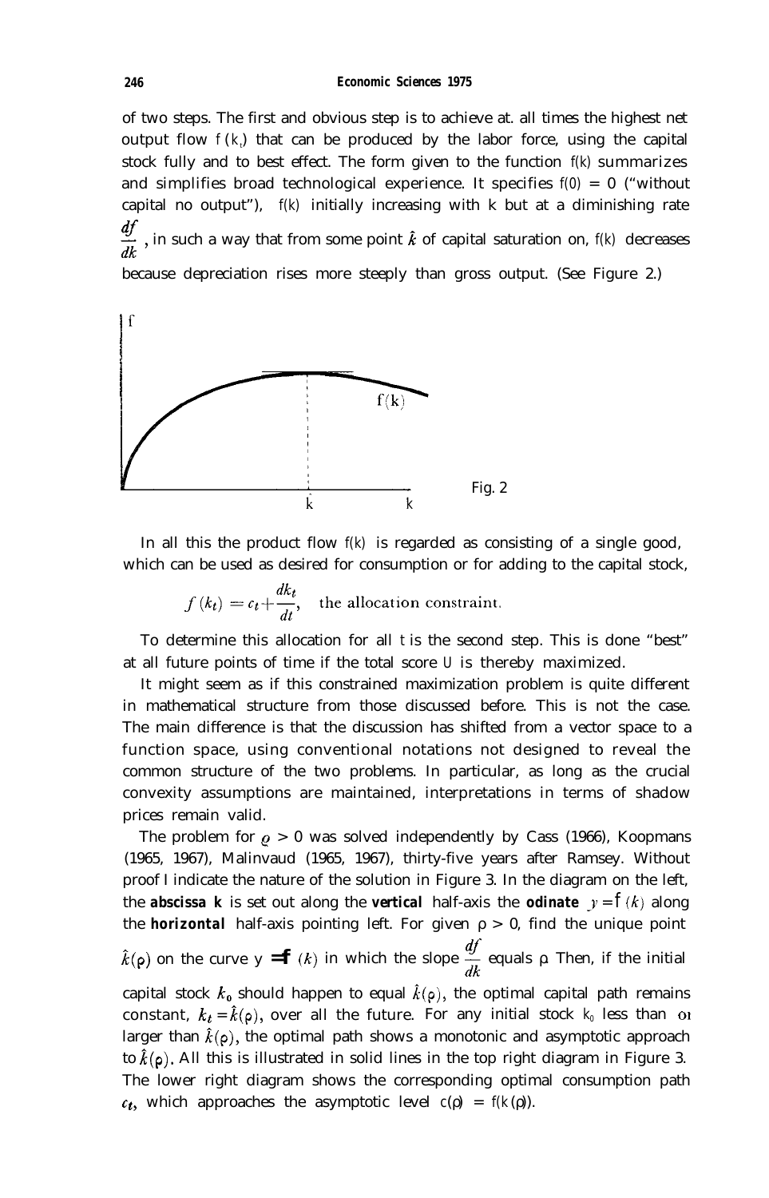of two steps. The first and obvious step is to achieve at. all times the highest net output flow $f(k_t)$ that can be produced by the labor force, using the capital stock fully and to best effect. The form given to the function $f(k)$ summarizes and simplifies broad technological experience. It specifies $f(0) = 0$ ("without capital no output"), $f(k)$ initially increasing with k but at a diminishing rate $\frac{df}{dk}$, in such a way that from some point $\hat{k}$ of capital saturation on, $f(k)$ decreases because depreciation rises more steeply than gross output. (See Figure 2.)

Fig. 2

In all this the product flow $f(k)$ is regarded as consisting of a single good, which can be used as desired for consumption or for adding to the capital stock,

$$f(k_t) = c_t + \frac{dk_t}{dt}, \quad \text{the allocation constraint.}$$

To determine this allocation for all $t$ is the second step. This is done "best" at all future points of time if the total score $U$ is thereby maximized.

It might seem as if this constrained maximization problem is quite different in mathematical structure from those discussed before. This is not the case. The main difference is that the discussion has shifted from a vector space to a function space, using conventional notations not designed to reveal the common structure of the two problems. In particular, as long as the crucial convexity assumptions are maintained, interpretations in terms of shadow prices remain valid.

The problem for $\varrho > 0$ was solved independently by Cass (1966), Koopmans (1965, 1967), Malinvaud (1965, 1967), thirty-five years after Ramsey. Without proof I indicate the nature of the solution in Figure 3. In the diagram on the left, the **abscissa k** is set out along the **vertical** half-axis the **odinate** $y = f(k)$ along the **horizontal** half-axis pointing left. For given $\rho > 0$, find the unique point $\hat{k}(\rho)$ on the curve $y = f(k)$ in which the slope $\frac{df}{dk}$ equals $\rho$. Then, if the initial capital stock $k_0$ should happen to equal $\hat{k}(\rho)$, the optimal capital path remains constant, $k_t = \hat{k}(\rho)$, over all the future. For any initial stock $k_0$ less than or larger than $\hat{k}(\rho)$, the optimal path shows a monotonic and asymptotic approach to $\hat{k}(\rho)$. All this is illustrated in solid lines in the top right diagram in Figure 3. The lower right diagram shows the corresponding optimal consumption path $c_t$, which approaches the asymptotic level $c(\rho) = f(k(\rho))$.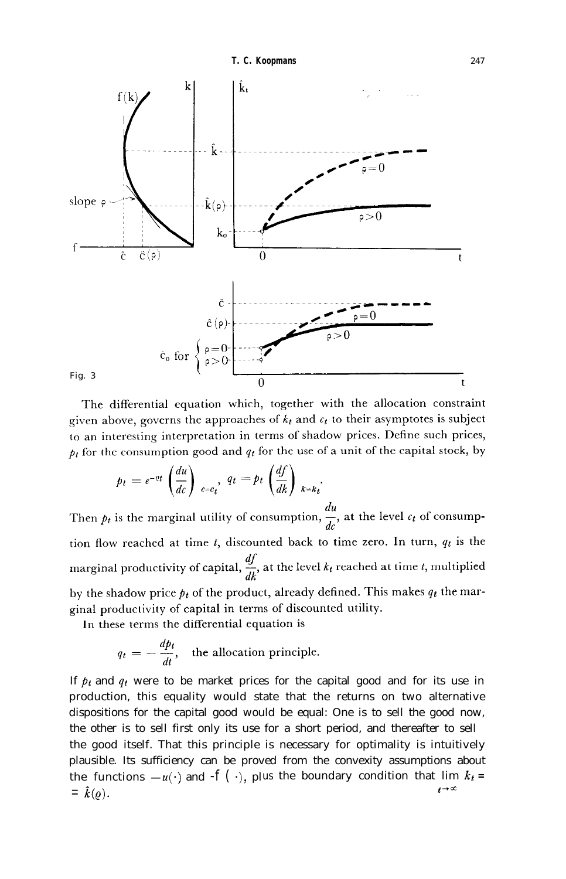Fig. 3

The differential equation which, together with the allocation constraint given above, governs the approaches of $k_t$ and $c_t$ to their asymptotes is subject to an interesting interpretation in terms of shadow prices. Define such prices, $p_t$ for the consumption good and $q_t$ for the use of a unit of the capital stock, by

$$p_t = e^{-\varrho t}\left(\frac{du}{dc}\right)_{c=c_t}, \quad q_t = p_t\left(\frac{df}{dk}\right)_{k=k_t}.$$

Then $p_t$ is the marginal utility of consumption, $\frac{du}{dc}$, at the level $c_t$ of consumption flow reached at time $t$, discounted back to time zero. In turn, $q_t$ is the marginal productivity of capital, $\frac{df}{dk}$, at the level $k_t$ reached at time $t$, multiplied by the shadow price $p_t$ of the product, already defined. This makes $q_t$ the marginal productivity of capital in terms of discounted utility.

In these terms the differential equation is

$$q_t = -\frac{dp_t}{dt}, \quad \text{the allocation principle.}$$

If $p_t$ and $q_t$ were to be market prices for the capital good and for its use in production, this equality would state that the returns on two alternative dispositions for the capital good would be equal: One is to sell the good now, the other is to sell first only its use for a short period, and thereafter to sell the good itself. That this principle is necessary for optimality is intuitively plausible. Its sufficiency can be proved from the convexity assumptions about the functions $-u(\cdot)$ and $-f(\cdot)$, plus the boundary condition that $\lim_{t\to\infty} k_t = \hat{k}(\varrho)$.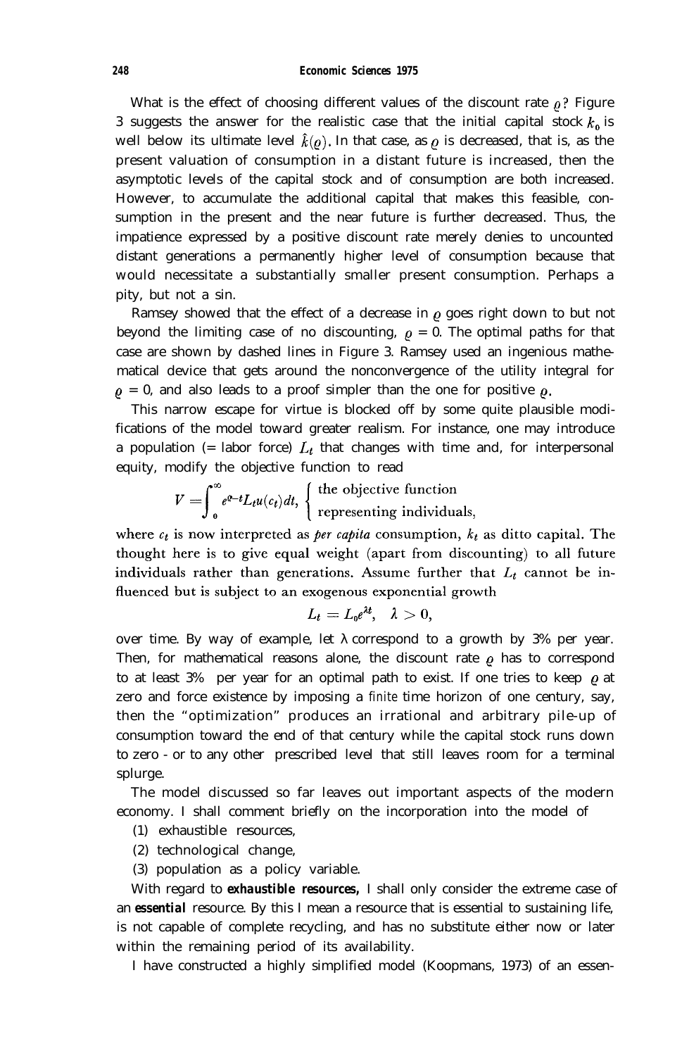What is the effect of choosing different values of the discount rate $\varrho$? Figure 3 suggests the answer for the realistic case that the initial capital stock $k_0$ is well below its ultimate level $\hat{k}(\varrho)$. In that case, as $\varrho$ is decreased, that is, as the present valuation of consumption in a distant future is increased, then the asymptotic levels of the capital stock and of consumption are both increased. However, to accumulate the additional capital that makes this feasible, consumption in the present and the near future is further decreased. Thus, the impatience expressed by a positive discount rate merely denies to uncounted distant generations a permanently higher level of consumption because that would necessitate a substantially smaller present consumption. Perhaps a pity, but not a sin.

Ramsey showed that the effect of a decrease in $\varrho$ goes right down to but not beyond the limiting case of no discounting, $\varrho = 0$. The optimal paths for that case are shown by dashed lines in Figure 3. Ramsey used an ingenious mathematical device that gets around the nonconvergence of the utility integral for $\varrho = 0$, and also leads to a proof simpler than the one for positive $\varrho$.

This narrow escape for virtue is blocked off by some quite plausible modifications of the model toward greater realism. For instance, one may introduce a population (= labor force) $L_t$ that changes with time and, for interpersonal equity, modify the objective function to read

$$V = \int_0^\infty e^{\varrho - t} L_t u(c_t) dt, \quad \begin{cases} \text{the objective function} \\ \text{representing individuals,} \end{cases}$$

where $c_t$ is now interpreted as *per capita* consumption, $k_t$ as ditto capital. The thought here is to give equal weight (apart from discounting) to all future individuals rather than generations. Assume further that $L_t$ cannot be influenced but is subject to an exogenous exponential growth

$$L_t = L_0 e^{\lambda t}, \quad \lambda > 0,$$

over time. By way of example, let $\lambda$ correspond to a growth by 3% per year. Then, for mathematical reasons alone, the discount rate $\varrho$ has to correspond to at least 3% per year for an optimal path to exist. If one tries to keep $\varrho$ at zero and force existence by imposing a finite time horizon of one century, say, then the "optimization" produces an irrational and arbitrary pile-up of consumption toward the end of that century while the capital stock runs down to zero - or to any other prescribed level that still leaves room for a terminal splurge.

The model discussed so far leaves out important aspects of the modern economy. I shall comment briefly on the incorporation into the model of

(1) exhaustible resources,

(2) technological change,

(3) population as a policy variable.

With regard to **exhaustible resources,** I shall only consider the extreme case of an **essential** resource. By this I mean a resource that is essential to sustaining life, is not capable of complete recycling, and has no substitute either now or later within the remaining period of its availability.

I have constructed a highly simplified model (Koopmans, 1973) of an essen-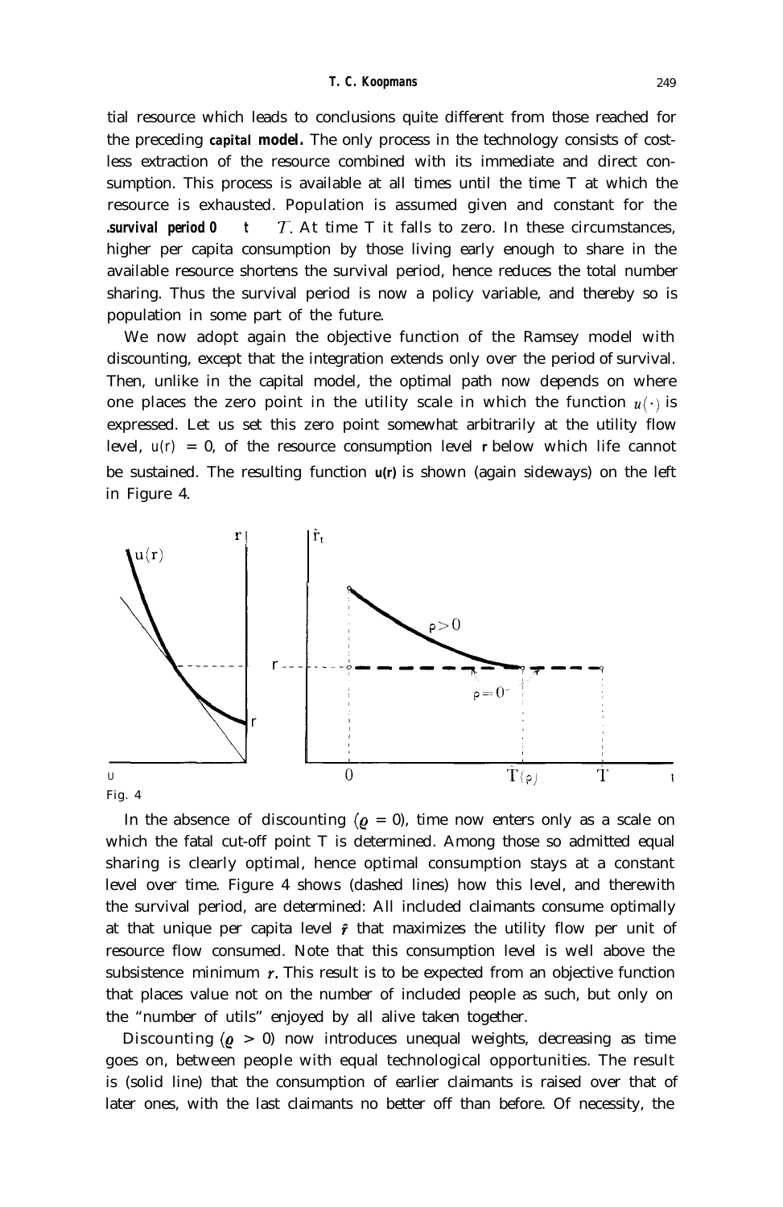tial resource which leads to conclusions quite different from those reached for the preceding **capital model.** The only process in the technology consists of costless extraction of the resource combined with its immediate and direct consumption. This process is available at all times until the time T at which the resource is exhausted. Population is assumed given and constant for the survival period $0 \leq t \leq T$. At time T it falls to zero. In these circumstances, higher per capita consumption by those living early enough to share in the available resource shortens the survival period, hence reduces the total number sharing. Thus the survival period is now a policy variable, and thereby so is population in some part of the future.

We now adopt again the objective function of the Ramsey model with discounting, except that the integration extends only over the period of survival. Then, unlike in the capital model, the optimal path now depends on where one places the zero point in the utility scale in which the function $u(\cdot)$ is expressed. Let us set this zero point somewhat arbitrarily at the utility flow level, $u(r) = 0$, of the resource consumption level $r$ below which life cannot be sustained. The resulting function $u(r)$ is shown (again sideways) on the left in Figure 4.

Fig. 4

In the absence of discounting ($\varrho = 0$), time now enters only as a scale on which the fatal cut-off point T is determined. Among those so admitted equal sharing is clearly optimal, hence optimal consumption stays at a constant level over time. Figure 4 shows (dashed lines) how this level, and therewith the survival period, are determined: All included claimants consume optimally at that unique per capita level $\hat{r}$ that maximizes the utility flow per unit of resource flow consumed. Note that this consumption level is well above the subsistence minimum $r$. This result is to be expected from an objective function that places value not on the number of included people as such, but only on the "number of utils" enjoyed by all alive taken together.

Discounting ($\varrho > 0$) now introduces unequal weights, decreasing as time goes on, between people with equal technological opportunities. The result is (solid line) that the consumption of earlier claimants is raised over that of later ones, with the last claimants no better off than before. Of necessity, the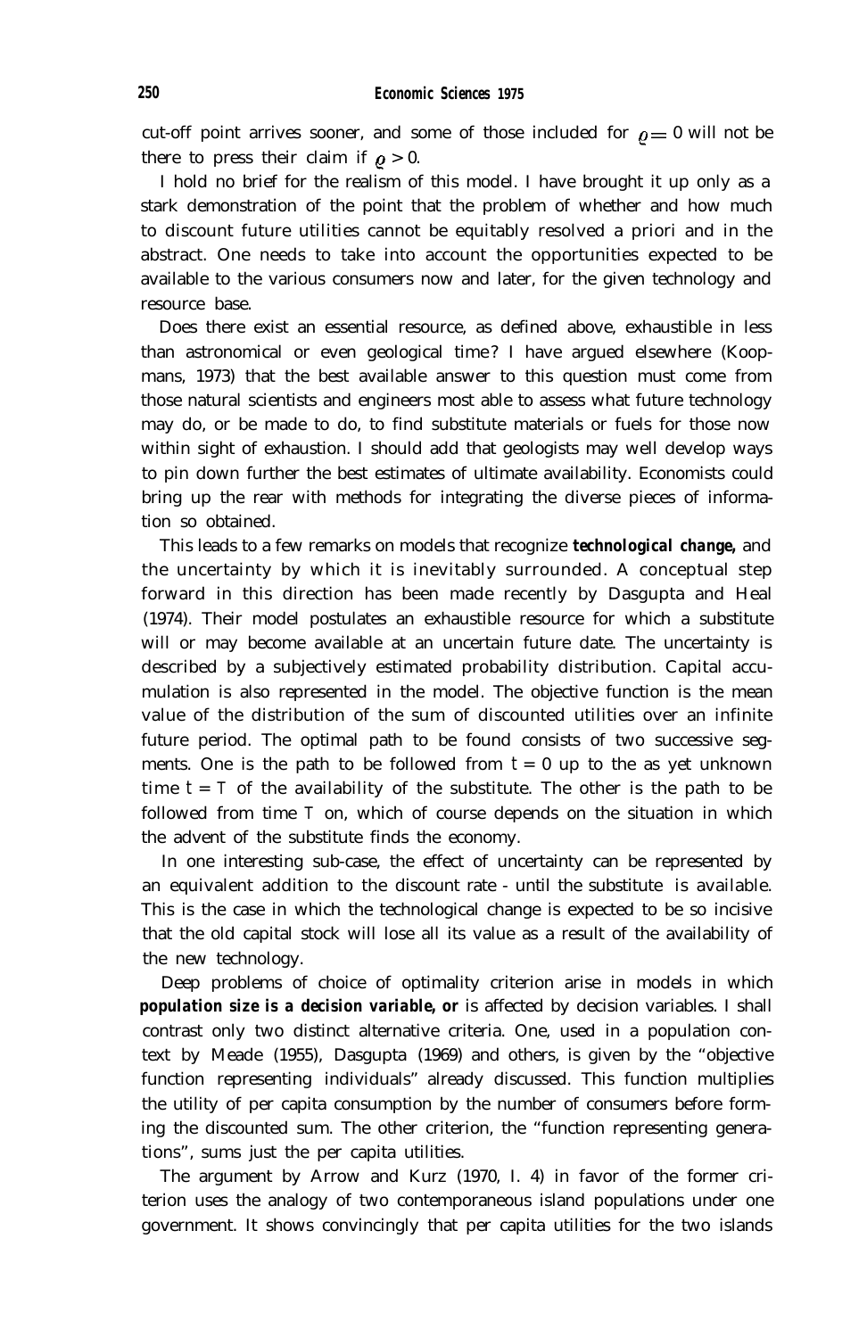cut-off point arrives sooner, and some of those included for $\varrho = 0$ will not be there to press their claim if $\varrho > 0$.

I hold no brief for the realism of this model. I have brought it up only as a stark demonstration of the point that the problem of whether and how much to discount future utilities cannot be equitably resolved a priori and in the abstract. One needs to take into account the opportunities expected to be available to the various consumers now and later, for the given technology and resource base.

Does there exist an essential resource, as defined above, exhaustible in less than astronomical or even geological time? I have argued elsewhere (Koopmans, 1973) that the best available answer to this question must come from those natural scientists and engineers most able to assess what future technology may do, or be made to do, to find substitute materials or fuels for those now within sight of exhaustion. I should add that geologists may well develop ways to pin down further the best estimates of ultimate availability. Economists could bring up the rear with methods for integrating the diverse pieces of information so obtained.

This leads to a few remarks on models that recognize ***technological change,*** and the uncertainty by which it is inevitably surrounded. A conceptual step forward in this direction has been made recently by Dasgupta and Heal (1974). Their model postulates an exhaustible resource for which a substitute will or may become available at an uncertain future date. The uncertainty is described by a subjectively estimated probability distribution. Capital accumulation is also represented in the model. The objective function is the mean value of the distribution of the sum of discounted utilities over an infinite future period. The optimal path to be found consists of two successive segments. One is the path to be followed from $t = 0$ up to the as yet unknown time $t = T$ of the availability of the substitute. The other is the path to be followed from time $T$ on, which of course depends on the situation in which the advent of the substitute finds the economy.

In one interesting sub-case, the effect of uncertainty can be represented by an equivalent addition to the discount rate - until the substitute is available. This is the case in which the technological change is expected to be so incisive that the old capital stock will lose all its value as a result of the availability of the new technology.

Deep problems of choice of optimality criterion arise in models in which ***population size is a decision variable, or*** is affected by decision variables. I shall contrast only two distinct alternative criteria. One, used in a population context by Meade (1955), Dasgupta (1969) and others, is given by the "objective function representing individuals" already discussed. This function multiplies the utility of per capita consumption by the number of consumers before forming the discounted sum. The other criterion, the "function representing generations", sums just the per capita utilities.

The argument by Arrow and Kurz (1970, I. 4) in favor of the former criterion uses the analogy of two contemporaneous island populations under one government. It shows convincingly that per capita utilities for the two islands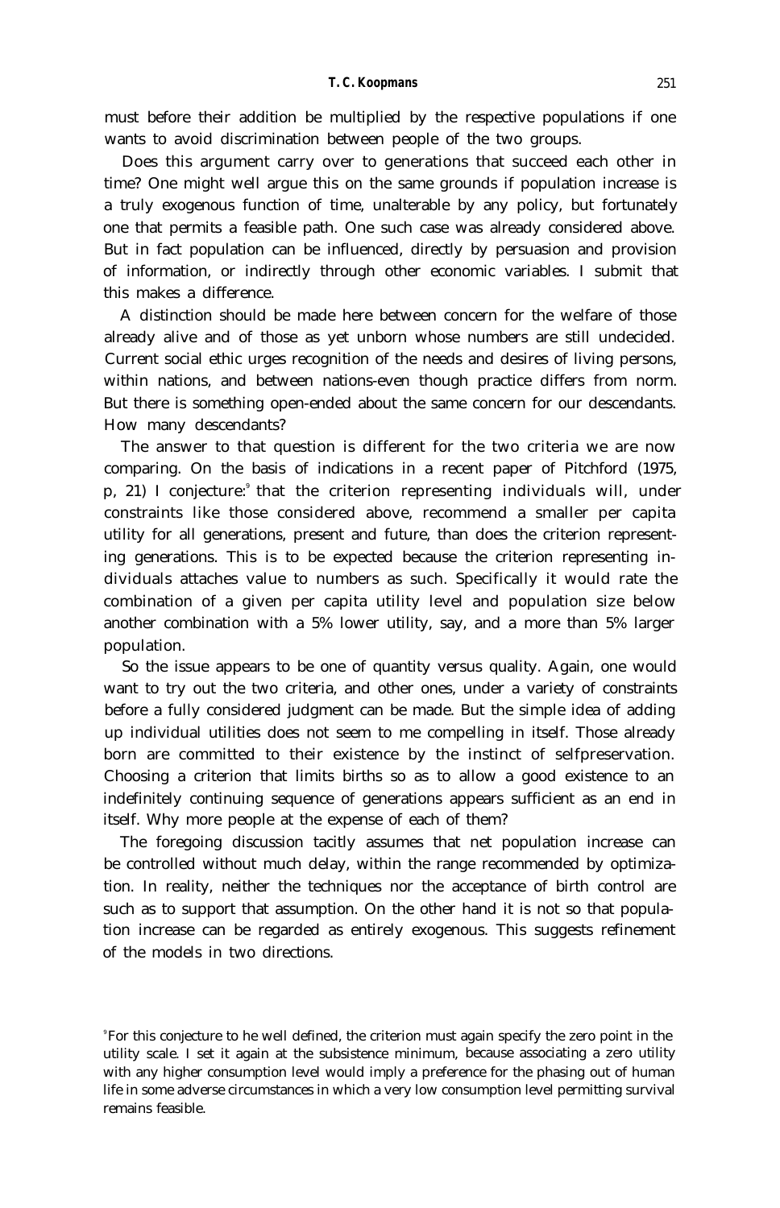must before their addition be multiplied by the respective populations if one wants to avoid discrimination between people of the two groups.

Does this argument carry over to generations that succeed each other in time? One might well argue this on the same grounds if population increase is a truly exogenous function of time, unalterable by any policy, but fortunately one that permits a feasible path. One such case was already considered above. But in fact population can be influenced, directly by persuasion and provision of information, or indirectly through other economic variables. I submit that this makes a difference.

A distinction should be made here between concern for the welfare of those already alive and of those as yet unborn whose numbers are still undecided. Current social ethic urges recognition of the needs and desires of living persons, within nations, and between nations-even though practice differs from norm. But there is something open-ended about the same concern for our descendants. How many descendants?

The answer to that question is different for the two criteria we are now comparing. On the basis of indications in a recent paper of Pitchford (1975, p, 21) I conjecture:[9] that the criterion representing individuals will, under constraints like those considered above, recommend a smaller per capita utility for all generations, present and future, than does the criterion representing generations. This is to be expected because the criterion representing individuals attaches value to numbers as such. Specifically it would rate the combination of a given per capita utility level and population size below another combination with a 5% lower utility, say, and a more than 5% larger population.

So the issue appears to be one of quantity versus quality. Again, one would want to try out the two criteria, and other ones, under a variety of constraints before a fully considered judgment can be made. But the simple idea of adding up individual utilities does not seem to me compelling in itself. Those already born are committed to their existence by the instinct of selfpreservation. Choosing a criterion that limits births so as to allow a good existence to an indefinitely continuing sequence of generations appears sufficient as an end in itself. Why more people at the expense of each of them?

The foregoing discussion tacitly assumes that net population increase can be controlled without much delay, within the range recommended by optimization. In reality, neither the techniques nor the acceptance of birth control are such as to support that assumption. On the other hand it is not so that population increase can be regarded as entirely exogenous. This suggests refinement of the models in two directions.

[9]For this conjecture to he well defined, the criterion must again specify the zero point in the utility scale. I set it again at the subsistence minimum, because associating a zero utility with any higher consumption level would imply a preference for the phasing out of human life in some adverse circumstances in which a very low consumption level permitting survival remains feasible.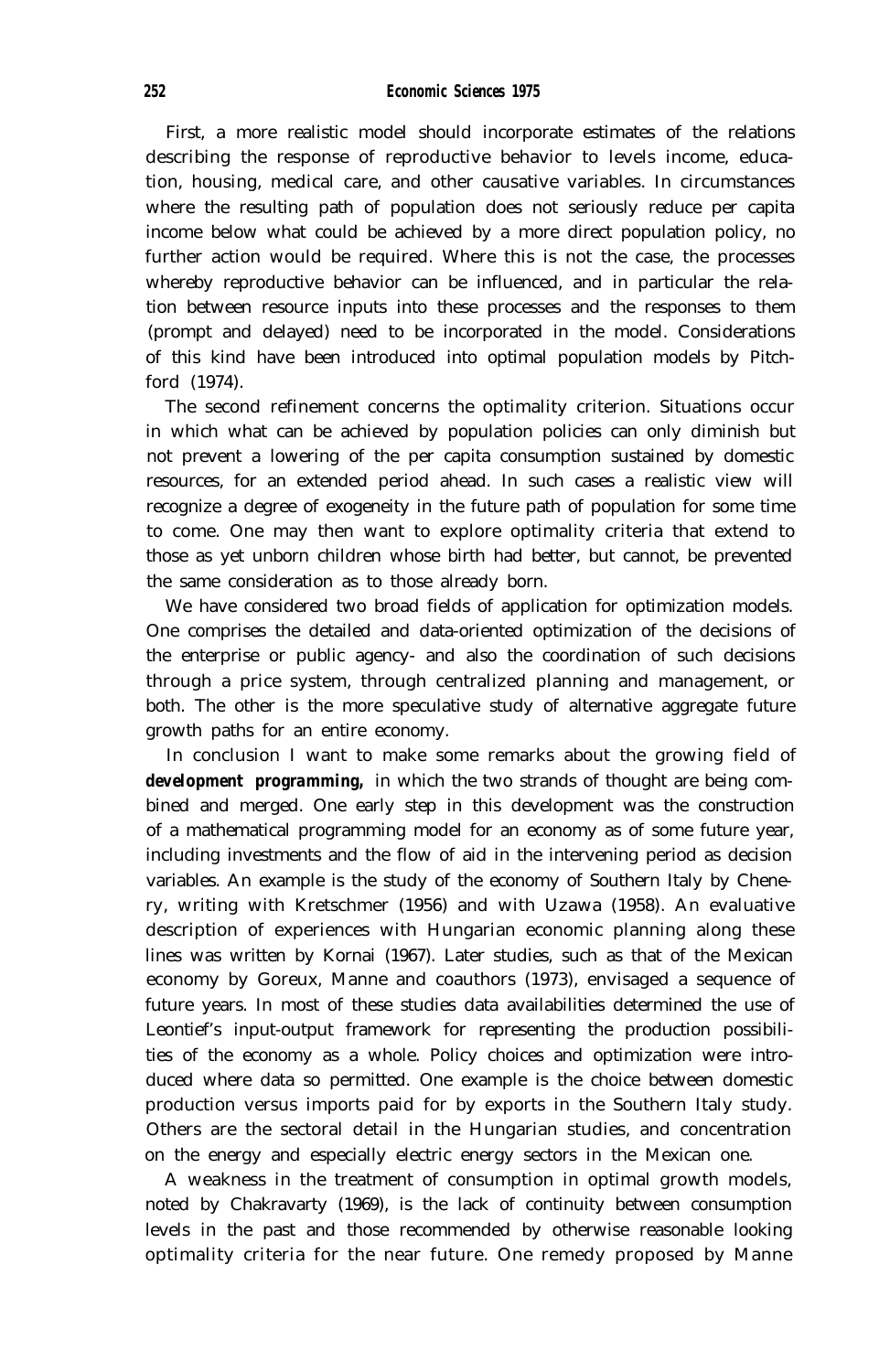First, a more realistic model should incorporate estimates of the relations describing the response of reproductive behavior to levels income, education, housing, medical care, and other causative variables. In circumstances where the resulting path of population does not seriously reduce per capita income below what could be achieved by a more direct population policy, no further action would be required. Where this is not the case, the processes whereby reproductive behavior can be influenced, and in particular the relation between resource inputs into these processes and the responses to them (prompt and delayed) need to be incorporated in the model. Considerations of this kind have been introduced into optimal population models by Pitchford (1974).

The second refinement concerns the optimality criterion. Situations occur in which what can be achieved by population policies can only diminish but not prevent a lowering of the per capita consumption sustained by domestic resources, for an extended period ahead. In such cases a realistic view will recognize a degree of exogeneity in the future path of population for some time to come. One may then want to explore optimality criteria that extend to those as yet unborn children whose birth had better, but cannot, be prevented the same consideration as to those already born.

We have considered two broad fields of application for optimization models. One comprises the detailed and data-oriented optimization of the decisions of the enterprise or public agency- and also the coordination of such decisions through a price system, through centralized planning and management, or both. The other is the more speculative study of alternative aggregate future growth paths for an entire economy.

In conclusion I want to make some remarks about the growing field of **development programming,** in which the two strands of thought are being combined and merged. One early step in this development was the construction of a mathematical programming model for an economy as of some future year, including investments and the flow of aid in the intervening period as decision variables. An example is the study of the economy of Southern Italy by Chenery, writing with Kretschmer (1956) and with Uzawa (1958). An evaluative description of experiences with Hungarian economic planning along these lines was written by Kornai (1967). Later studies, such as that of the Mexican economy by Goreux, Manne and coauthors (1973), envisaged a sequence of future years. In most of these studies data availabilities determined the use of Leontief's input-output framework for representing the production possibilities of the economy as a whole. Policy choices and optimization were introduced where data so permitted. One example is the choice between domestic production versus imports paid for by exports in the Southern Italy study. Others are the sectoral detail in the Hungarian studies, and concentration on the energy and especially electric energy sectors in the Mexican one.

A weakness in the treatment of consumption in optimal growth models, noted by Chakravarty (1969), is the lack of continuity between consumption levels in the past and those recommended by otherwise reasonable looking optimality criteria for the near future. One remedy proposed by Manne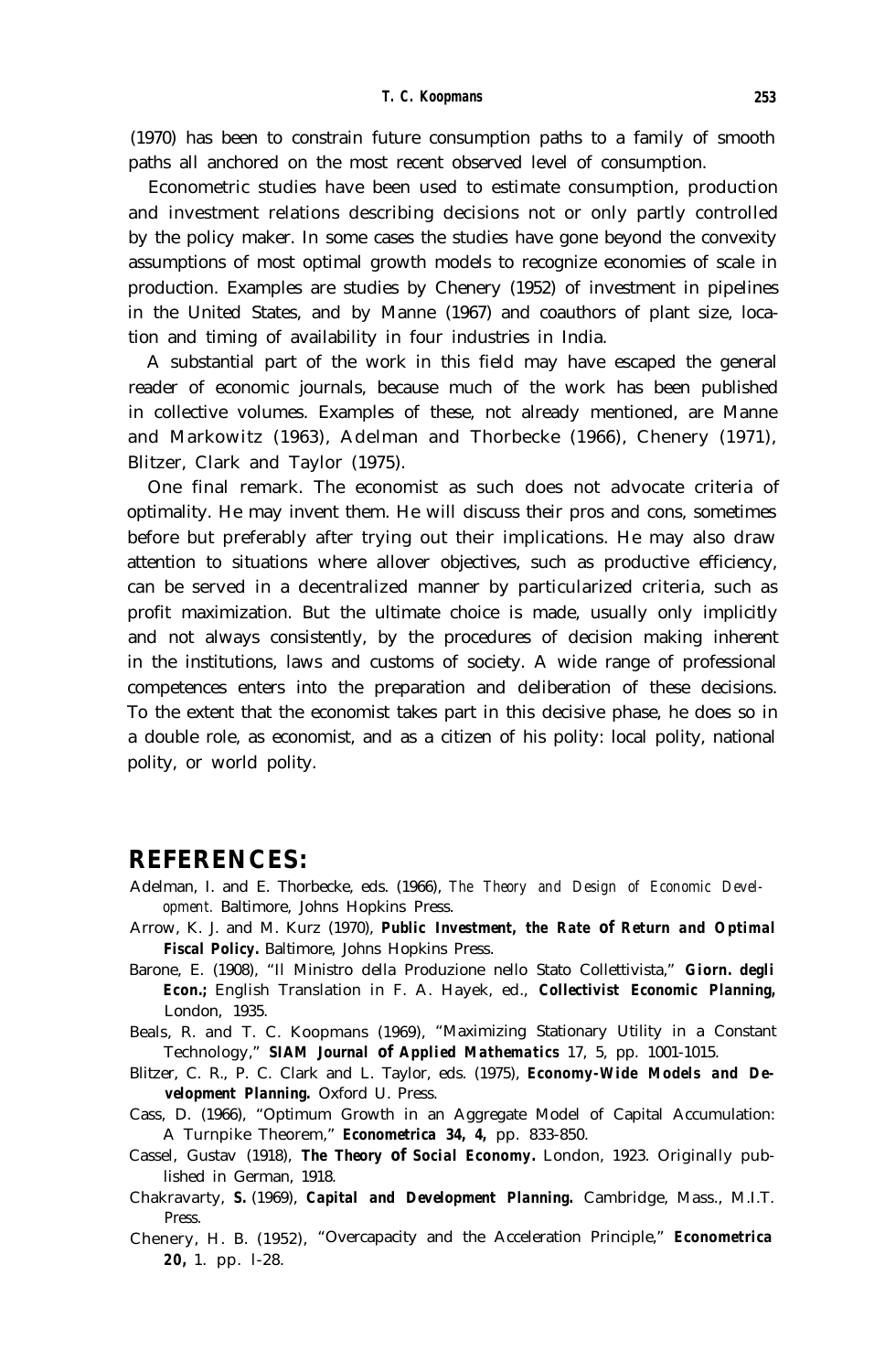(1970) has been to constrain future consumption paths to a family of smooth paths all anchored on the most recent observed level of consumption.

Econometric studies have been used to estimate consumption, production and investment relations describing decisions not or only partly controlled by the policy maker. In some cases the studies have gone beyond the convexity assumptions of most optimal growth models to recognize economies of scale in production. Examples are studies by Chenery (1952) of investment in pipelines in the United States, and by Manne (1967) and coauthors of plant size, location and timing of availability in four industries in India.

A substantial part of the work in this field may have escaped the general reader of economic journals, because much of the work has been published in collective volumes. Examples of these, not already mentioned, are Manne and Markowitz (1963), Adelman and Thorbecke (1966), Chenery (1971), Blitzer, Clark and Taylor (1975).

One final remark. The economist as such does not advocate criteria of optimality. He may invent them. He will discuss their pros and cons, sometimes before but preferably after trying out their implications. He may also draw attention to situations where allover objectives, such as productive efficiency, can be served in a decentralized manner by particularized criteria, such as profit maximization. But the ultimate choice is made, usually only implicitly and not always consistently, by the procedures of decision making inherent in the institutions, laws and customs of society. A wide range of professional competences enters into the preparation and deliberation of these decisions. To the extent that the economist takes part in this decisive phase, he does so in a double role, as economist, and as a citizen of his polity: local polity, national polity, or world polity.

## REFERENCES:

Adelman, I. and E. Thorbecke, eds. (1966), *The Theory and Design of Economic Development.* Baltimore, Johns Hopkins Press.

Arrow, K. J. and M. Kurz (1970), **Public Investment, the Rate of Return and Optimal Fiscal Policy.** Baltimore, Johns Hopkins Press.

Barone, E. (1908), "Il Ministro della Produzione nello Stato Collettivista," **Giorn. degli Econ.;** English Translation in F. A. Hayek, ed., **Collectivist Economic Planning,** London, 1935.

Beals, R. and T. C. Koopmans (1969), "Maximizing Stationary Utility in a Constant Technology," **SIAM Journal of Applied Mathematics** 17, 5, pp. 1001-1015.

Blitzer, C. R., P. C. Clark and L. Taylor, eds. (1975), **Economy-Wide Models and Development Planning.** Oxford U. Press.

Cass, D. (1966), "Optimum Growth in an Aggregate Model of Capital Accumulation: A Turnpike Theorem," **Econometrica 34, 4,** pp. 833-850.

Cassel, Gustav (1918), **The Theory of Social Economy.** London, 1923. Originally published in German, 1918.

Chakravarty, **S.** (1969), **Capital and Development Planning.** Cambridge, Mass., M.I.T. Press.

Chenery, H. B. (1952), "Overcapacity and the Acceleration Principle," **Econometrica 20,** 1. pp. l-28.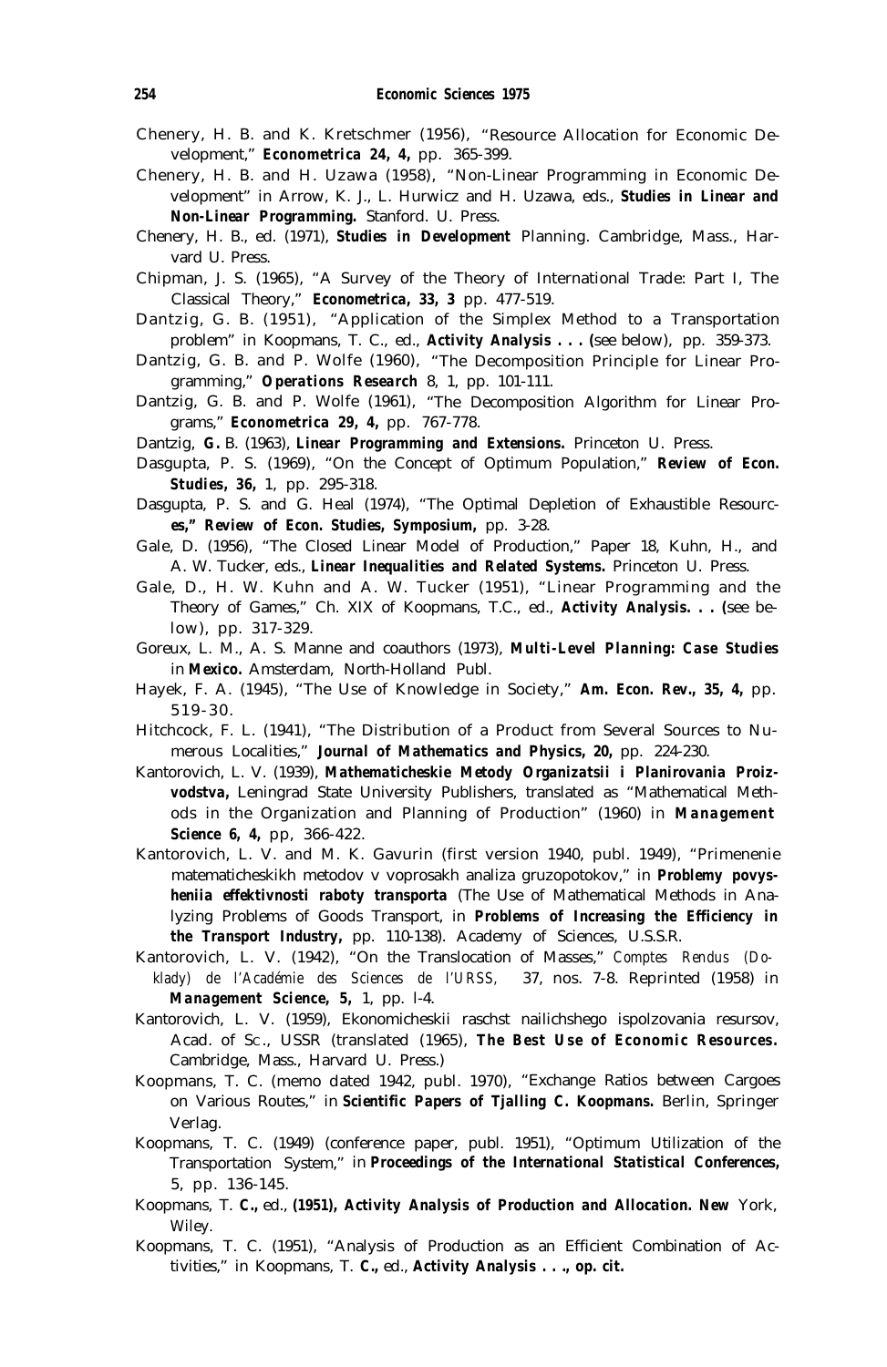Chenery, H. B. and K. Kretschmer (1956), "Resource Allocation for Economic Development," **Econometrica 24, 4,** pp. 365-399.

Chenery, H. B. and H. Uzawa (1958), "Non-Linear Programming in Economic Development" in Arrow, K. J., L. Hurwicz and H. Uzawa, eds., **Studies in Linear and Non-Linear Programming.** Stanford. U. Press.

Chenery, H. B., ed. (1971), **Studies in Development** Planning. Cambridge, Mass., Harvard U. Press.

Chipman, J. S. (1965), "A Survey of the Theory of International Trade: Part I, The Classical Theory," **Econometrica, 33, 3** pp. 477-519.

Dantzig, G. B. (1951), "Application of the Simplex Method to a Transportation problem" in Koopmans, T. C., ed., **Activity Analysis . . . (**see below), pp. 359-373.

Dantzig, G. B. and P. Wolfe (1960), "The Decomposition Principle for Linear Programming," **Operations Research** 8, 1, pp. 101-111.

Dantzig, G. B. and P. Wolfe (1961), "The Decomposition Algorithm for Linear Programs," **Econometrica 29, 4,** pp. 767-778.

Dantzig, **G.** B. (1963), **Linear Programming and Extensions.** Princeton U. Press.

Dasgupta, P. S. (1969), "On the Concept of Optimum Population," **Review of Econ. Studies, 36,** 1, pp. 295-318.

Dasgupta, P. S. and G. Heal (1974), "The Optimal Depletion of Exhaustible Resourc**es," Review of Econ. Studies, Symposium,** pp. 3-28.

Gale, D. (1956), "The Closed Linear Model of Production," Paper 18, Kuhn, H., and A. W. Tucker, eds., **Linear Inequalities and Related Systems.** Princeton U. Press.

Gale, D., H. W. Kuhn and A. W. Tucker (1951), "Linear Programming and the Theory of Games," Ch. XIX of Koopmans, T.C., ed., **Activity Analysis. . . (**see below), pp. 317-329.

Goreux, L. M., A. S. Manne and coauthors (1973), **Multi-Level Planning: Case Studies** in **Mexico.** Amsterdam, North-Holland Publ.

Hayek, F. A. (1945), "The Use of Knowledge in Society," **Am. Econ. Rev., 35, 4,** pp. 519-30.

Hitchcock, F. L. (1941), "The Distribution of a Product from Several Sources to Numerous Localities," **Journal of Mathematics and Physics, 20,** pp. 224-230.

Kantorovich, L. V. (1939), **Mathematicheskie Metody Organizatsii i Planirovania Proizvodstva,** Leningrad State University Publishers, translated as "Mathematical Methods in the Organization and Planning of Production" (1960) in **Management Science 6, 4,** pp, 366-422.

Kantorovich, L. V. and M. K. Gavurin (first version 1940, publ. 1949), "Primenenie matematicheskikh metodov v voprosakh analiza gruzopotokov," in **Problemy povysheniia effektivnosti raboty transporta** (The Use of Mathematical Methods in Analyzing Problems of Goods Transport, in **Problems of Increasing the Efficiency in the Transport Industry,** pp. 110-138). Academy of Sciences, U.S.S.R.

Kantorovich, L. V. (1942), "On the Translocation of Masses," *Comptes Rendus (Doklady) de l'Académie des Sciences de l'URSS,* 37, nos. 7-8. Reprinted (1958) in **Management Science, 5,** 1, pp. l-4.

Kantorovich, L. V. (1959), Ekonomicheskii raschst nailichshego ispolzovania resursov, Acad. of Sc., USSR (translated (1965), **The Best Use of Economic Resources.** Cambridge, Mass., Harvard U. Press.)

Koopmans, T. C. (memo dated 1942, publ. 1970), "Exchange Ratios between Cargoes on Various Routes," in **Scientific Papers of Tjalling C. Koopmans.** Berlin, Springer Verlag.

Koopmans, T. C. (1949) (conference paper, publ. 1951), "Optimum Utilization of the Transportation System," in **Proceedings of the International Statistical Conferences,** 5, pp. 136-145.

Koopmans, T. **C.,** ed., **(1951), Activity Analysis of Production and Allocation. New** York, Wiley.

Koopmans, T. C. (1951), "Analysis of Production as an Efficient Combination of Activities," in Koopmans, T. **C.,** ed., **Activity Analysis . . ., op. cit.**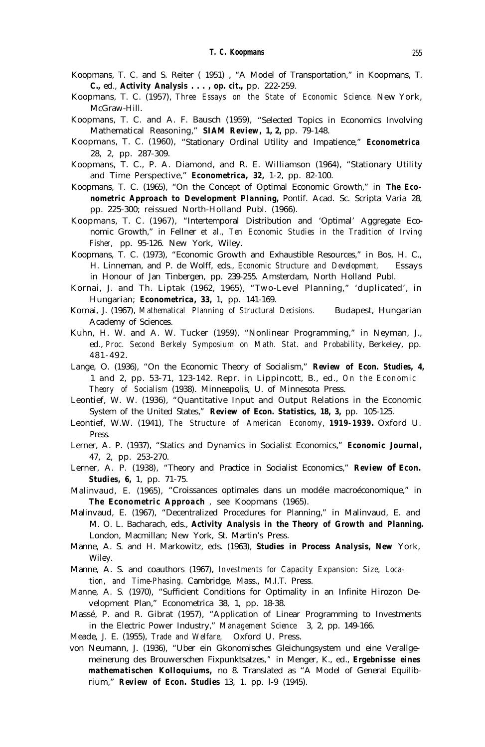Koopmans, T. C. and S. Reiter ( 1951) , "A Model of Transportation," in Koopmans, T. **C.,** ed., **Activity Analysis . . . , op. cit.,** pp. 222-259.

Koopmans, T. C. (1957), *Three Essays on the State of Economic Science*. New York, McGraw-Hill.

Koopmans, T. C. and A. F. Bausch (1959), "Selected Topics in Economics Involving Mathematical Reasoning," **SIAM Review, 1, 2,** pp. 79-148.

Koopmans, T. C. (1960), "Stationary Ordinal Utility and Impatience," **Econometrica** 28, 2, pp. 287-309.

Koopmans, T. C., P. A. Diamond, and R. E. Williamson (1964), "Stationary Utility and Time Perspective," **Econometrica, 32,** 1-2, pp. 82-100.

Koopmans, T. C. (1965), "On the Concept of Optimal Economic Growth," in **The Econometric Approach to Development Planning,** Pontif. Acad. Sc. Scripta Varia 28, pp. 225-300; reissued North-Holland Publ. (1966).

Koopmans, T. C. (1967), "Intertemporal Distribution and 'Optimal' Aggregate Economic Growth," in Fellner *et al., Ten Economic Studies in the Tradition of Irving Fisher,* pp. 95-126. New York, Wiley.

Koopmans, T. C. (1973), "Economic Growth and Exhaustible Resources," in Bos, H. C., H. Linneman, and P. de Wolff, eds., *Economic Structure and Development,* Essays in Honour of Jan Tinbergen, pp. 239-255. Amsterdam, North Holland Publ.

Kornai, J. and Th. Liptak (1962, 1965), "Two-Level Planning," 'duplicated', in Hungarian; **Econometrica, 33,** 1, pp. 141-169.

Kornai, J. (1967), *Mathematical Planning of Structural Decisions.* Budapest, Hungarian Academy of Sciences.

Kuhn, H. W. and A. W. Tucker (1959), "Nonlinear Programming," in Neyman, J., ed., *Proc. Second Berkely Symposium on Math. Stat. and Probability*, Berkeley, pp. 481-492.

Lange, O. (1936), "On the Economic Theory of Socialism," **Review of Econ. Studies, 4,** 1 and 2, pp. 53-71, 123-142. Repr. in Lippincott, B., ed., *On the Economic Theory of Socialism* (1938). Minneapolis, U. of Minnesota Press.

Leontief, W. W. (1936), "Quantitative Input and Output Relations in the Economic System of the United States," **Review of Econ. Statistics, 18, 3,** pp. 105-125.

Leontief, W.W. (1941), *The Structure of American Economy*, **1919-1939.** Oxford U. Press.

Lerner, A. P. (1937), "Statics and Dynamics in Socialist Economics," **Economic Journal,** 47, 2, pp. 253-270.

Lerner, A. P. (1938), "Theory and Practice in Socialist Economics," **Review of Econ. Studies, 6,** 1, pp. 71-75.

Malinvaud, E. (1965), "Croissances optimales dans un modéle macroéconomique," in **The Econometric Approach** , see Koopmans (1965).

Malinvaud, E. (1967), "Decentralized Procedures for Planning," in Malinvaud, E. and M. O. L. Bacharach, eds., **Activity Analysis in the Theory of Growth and Planning.** London, Macmillan; New York, St. Martin's Press.

Manne, A. S. and H. Markowitz, eds. (1963), **Studies in Process Analysis, New** York, Wiley.

Manne, A. S. and coauthors (1967), *Investments for Capacity Expansion: Size, Location, and Time-Phasing.* Cambridge, Mass., M.I.T. Press.

Manne, A. S. (1970), "Sufficient Conditions for Optimality in an Infinite Hirozon Development Plan," Econometrica 38, 1, pp. 18-38.

Massé, P. and R. Gibrat (1957), "Application of Linear Programming to Investments in the Electric Power Industry," *Management Science* 3, 2, pp. 149-166.

Meade, J. E. (1955), *Trade and Welfare,* Oxford U. Press.

von Neumann, J. (1936), "Uber ein Gkonomisches Gleichungsystem und eine Verallgemeinerung des Brouwerschen Fixpunktsatzes," in Menger, K., ed., **Ergebnisse eines mathematischen Kolloquiums,** no 8. Translated as "A Model of General Equilibrium," **Review of Econ. Studies** 13, 1. pp. l-9 (1945).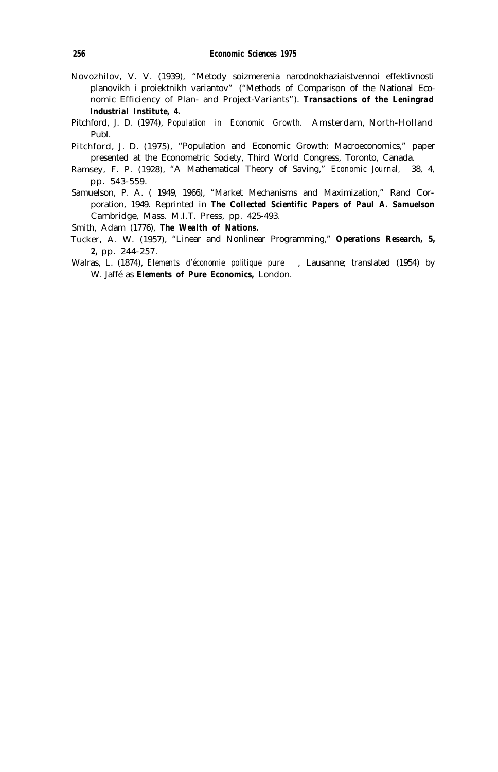Novozhilov, V. V. (1939), "Metody soizmerenia narodnokhaziaistvennoi effektivnosti planovikh i proiektnikh variantov" ("Methods of Comparison of the National Economic Efficiency of Plan- and Project-Variants"). ***Transactions of the Leningrad Industrial Institute, 4.***

Pitchford, J. D. (1974), *Population in Economic Growth.* Amsterdam, North-Holland Publ.

Pitchford, J. D. (1975), "Population and Economic Growth: Macroeconomics," paper presented at the Econometric Society, Third World Congress, Toronto, Canada.

Ramsey, F. P. (1928), "A Mathematical Theory of Saving," *Economic Journal,* 38, 4, pp. 543-559.

Samuelson, P. A. ( 1949, 1966), "Market Mechanisms and Maximization," Rand Corporation, 1949. Reprinted in ***The Collected Scientific Papers of Paul A. Samuelson*** Cambridge, Mass. M.I.T. Press, pp. 425-493.

Smith, Adam (1776), ***The Wealth of Nations.***

Tucker, A. W. (1957), "Linear and Nonlinear Programming," ***Operations Research, 5, 2,*** pp. 244-257.

Walras, L. (1874), *Elements d'économie politique pure* , Lausanne; translated (1954) by W. Jaffé as ***Elements of Pure Economics,*** London.